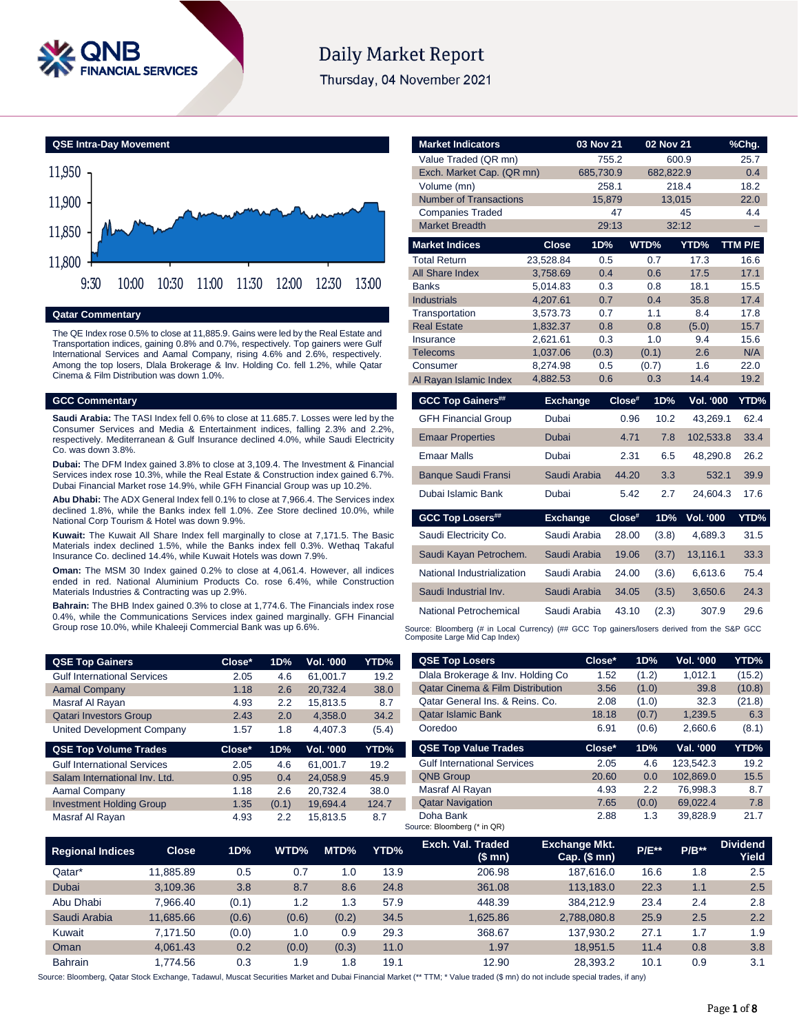# Daily Market Report

Thursday, 04 November 2021

## QSE Intra-Day Movement

## Qatar Commentary

The QE Index rose 0.5% to close at 11,885.9. Gains were led by the Real Estate and Transportation indices, gaining 0.8% and 0.7%, respectively. Top gainers were Gulf International Services and Aamal Company, rising 4.6% and 2.6%, respectively. Among the top losers, Dlala Brokerage & Inv. Holding Co. fell 1.2%, while Qatar Cinema & Film Distribution was down 1.0%.

## GCC Commentary

**Saudi Arabia:** The TASI Index fell 0.6% to close at 11,685.7. Losses were led by the Consumer Services and Media & Entertainment indices, falling 2.3% and 2.2%, respectively. Mediterranean & Gulf Insurance declined 4.0%, while Saudi Electricity Co. was down 3.8%.

**Dubai:** The DFM Index gained 3.8% to close at 3,109.4. The Investment & Financial Services index rose 10.3%, while the Real Estate & Construction index gained 6.7%. Dubai Financial Market rose 14.9%, while GFH Financial Group was up 10.2%.

**Abu Dhabi:** The ADX General Index fell 0.1% to close at 7,966.4. The Services index declined 1.8%, while the Banks index fell 1.0%. Zee Store declined 10.0%, while National Corp Tourism & Hotel was down 9.9%.

**Kuwait:** The Kuwait All Share Index fell marginally to close at 7,171.5. The Basic Materials index declined 1.5%, while the Banks index fell 0.3%. Wethaq Takaful Insurance Co. declined 14.4%, while Kuwait Hotels was down 7.9%.

**Oman:** The MSM 30 Index gained 0.2% to close at 4,061.4. However, all indices ended in red. National Aluminium Products Co. rose 6.4%, while Construction Materials Industries & Contracting was up 2.9%.

**Bahrain:** The BHB Index gained 0.3% to close at 1,774.6. The Financials index rose 0.4%, while the Communications Services index gained marginally. GFH Financial Group rose 10.0%, while Khaleeji Commercial Bank was up 6.6%.

| Market Indicators | 03 Nov 21 | 02 Nov 21 | %Chg. |
|---|---|---|---|
| Value Traded (QR mn) | 755.2 | 600.9 | 25.7 |
| Exch. Market Cap. (QR mn) | 685,730.9 | 682,822.9 | 0.4 |
| Volume (mn) | 258.1 | 218.4 | 18.2 |
| Number of Transactions | 15,879 | 13,015 | 22.0 |
| Companies Traded | 47 | 45 | 4.4 |
| Market Breadth | 29:13 | 32:12 | – |

| Market Indices | Close | 1D% | WTD% | YTD% | TTM P/E |
|---|---|---|---|---|---|
| Total Return | 23,528.84 | 0.5 | 0.7 | 17.3 | 16.6 |
| All Share Index | 3,758.69 | 0.4 | 0.6 | 17.5 | 17.1 |
| Banks | 5,014.83 | 0.3 | 0.8 | 18.1 | 15.5 |
| Industrials | 4,207.61 | 0.7 | 0.4 | 35.8 | 17.4 |
| Transportation | 3,573.73 | 0.7 | 1.1 | 8.4 | 17.8 |
| Real Estate | 1,832.37 | 0.8 | 0.8 | (5.0) | 15.7 |
| Insurance | 2,621.61 | 0.3 | 1.0 | 9.4 | 15.6 |
| Telecoms | 1,037.06 | (0.3) | (0.1) | 2.6 | N/A |
| Consumer | 8,274.98 | 0.5 | (0.7) | 1.6 | 22.0 |
| Al Rayan Islamic Index | 4,882.53 | 0.6 | 0.3 | 14.4 | 19.2 |

| GCC Top Gainers## | Exchange | Close# | 1D% | Vol. '000 | YTD% |
|---|---|---|---|---|---|
| GFH Financial Group | Dubai | 0.96 | 10.2 | 43,269.1 | 62.4 |
| Emaar Properties | Dubai | 4.71 | 7.8 | 102,533.8 | 33.4 |
| Emaar Malls | Dubai | 2.31 | 6.5 | 48,290.8 | 26.2 |
| Banque Saudi Fransi | Saudi Arabia | 44.20 | 3.3 | 532.1 | 39.9 |
| Dubai Islamic Bank | Dubai | 5.42 | 2.7 | 24,604.3 | 17.6 |

| GCC Top Losers## | Exchange | Close# | 1D% | Vol. '000 | YTD% |
|---|---|---|---|---|---|
| Saudi Electricity Co. | Saudi Arabia | 28.00 | (3.8) | 4,689.3 | 31.5 |
| Saudi Kayan Petrochem. | Saudi Arabia | 19.06 | (3.7) | 13,116.1 | 33.3 |
| National Industrialization | Saudi Arabia | 24.00 | (3.6) | 6,613.6 | 75.4 |
| Saudi Industrial Inv. | Saudi Arabia | 34.05 | (3.5) | 3,650.6 | 24.3 |
| National Petrochemical | Saudi Arabia | 43.10 | (2.3) | 307.9 | 29.6 |

Source: Bloomberg (# in Local Currency) (## GCC Top gainers/losers derived from the S&P GCC Composite Large Mid Cap Index)

| QSE Top Gainers | Close* | 1D% | Vol. '000 | YTD% |
|---|---|---|---|---|
| Gulf International Services | 2.05 | 4.6 | 61,001.7 | 19.2 |
| Aamal Company | 1.18 | 2.6 | 20,732.4 | 38.0 |
| Masraf Al Rayan | 4.93 | 2.2 | 15,813.5 | 8.7 |
| Qatari Investors Group | 2.43 | 2.0 | 4,358.0 | 34.2 |
| United Development Company | 1.57 | 1.8 | 4,407.3 | (5.4) |

| QSE Top Volume Trades | Close* | 1D% | Vol. '000 | YTD% |
|---|---|---|---|---|
| Gulf International Services | 2.05 | 4.6 | 61,001.7 | 19.2 |
| Salam International Inv. Ltd. | 0.95 | 0.4 | 24,058.9 | 45.9 |
| Aamal Company | 1.18 | 2.6 | 20,732.4 | 38.0 |
| Investment Holding Group | 1.35 | (0.1) | 19,694.4 | 124.7 |
| Masraf Al Rayan | 4.93 | 2.2 | 15,813.5 | 8.7 |

| QSE Top Losers | Close* | 1D% | Vol. '000 | YTD% |
|---|---|---|---|---|
| Dlala Brokerage & Inv. Holding Co | 1.52 | (1.2) | 1,012.1 | (15.2) |
| Qatar Cinema & Film Distribution | 3.56 | (1.0) | 39.8 | (10.8) |
| Qatar General Ins. & Reins. Co. | 2.08 | (1.0) | 32.3 | (21.8) |
| Qatar Islamic Bank | 18.18 | (0.7) | 1,239.5 | 6.3 |
| Ooredoo | 6.91 | (0.6) | 2,660.6 | (8.1) |

| QSE Top Value Trades | Close* | 1D% | Val. '000 | YTD% |
|---|---|---|---|---|
| Gulf International Services | 2.05 | 4.6 | 123,542.3 | 19.2 |
| QNB Group | 20.60 | 0.0 | 102,869.0 | 15.5 |
| Masraf Al Rayan | 4.93 | 2.2 | 76,998.3 | 8.7 |
| Qatar Navigation | 7.65 | (0.0) | 69,022.4 | 7.8 |
| Doha Bank | 2.88 | 1.3 | 39,828.9 | 21.7 |

Source: Bloomberg (* in QR)

| Regional Indices | Close | 1D% | WTD% | MTD% | YTD% | Exch. Val. Traded ($ mn) | Exchange Mkt. Cap. ($ mn) | P/E** | P/B** | Dividend Yield |
|---|---|---|---|---|---|---|---|---|---|---|
| Qatar* | 11,885.89 | 0.5 | 0.7 | 1.0 | 13.9 | 206.98 | 187,616.0 | 16.6 | 1.8 | 2.5 |
| Dubai | 3,109.36 | 3.8 | 8.7 | 8.6 | 24.8 | 361.08 | 113,183.0 | 22.3 | 1.1 | 2.5 |
| Abu Dhabi | 7,966.40 | (0.1) | 1.2 | 1.3 | 57.9 | 448.39 | 384,212.9 | 23.4 | 2.4 | 2.8 |
| Saudi Arabia | 11,685.66 | (0.6) | (0.6) | (0.2) | 34.5 | 1,625.86 | 2,788,080.8 | 25.9 | 2.5 | 2.2 |
| Kuwait | 7,171.50 | (0.0) | 1.0 | 0.9 | 29.3 | 368.67 | 137,930.2 | 27.1 | 1.7 | 1.9 |
| Oman | 4,061.43 | 0.2 | (0.0) | (0.3) | 11.0 | 1.97 | 18,951.5 | 11.4 | 0.8 | 3.8 |
| Bahrain | 1,774.56 | 0.3 | 1.9 | 1.8 | 19.1 | 12.90 | 28,393.2 | 10.1 | 0.9 | 3.1 |

Source: Bloomberg, Qatar Stock Exchange, Tadawul, Muscat Securities Market and Dubai Financial Market (** TTM; * Value traded ($ mn) do not include special trades, if any)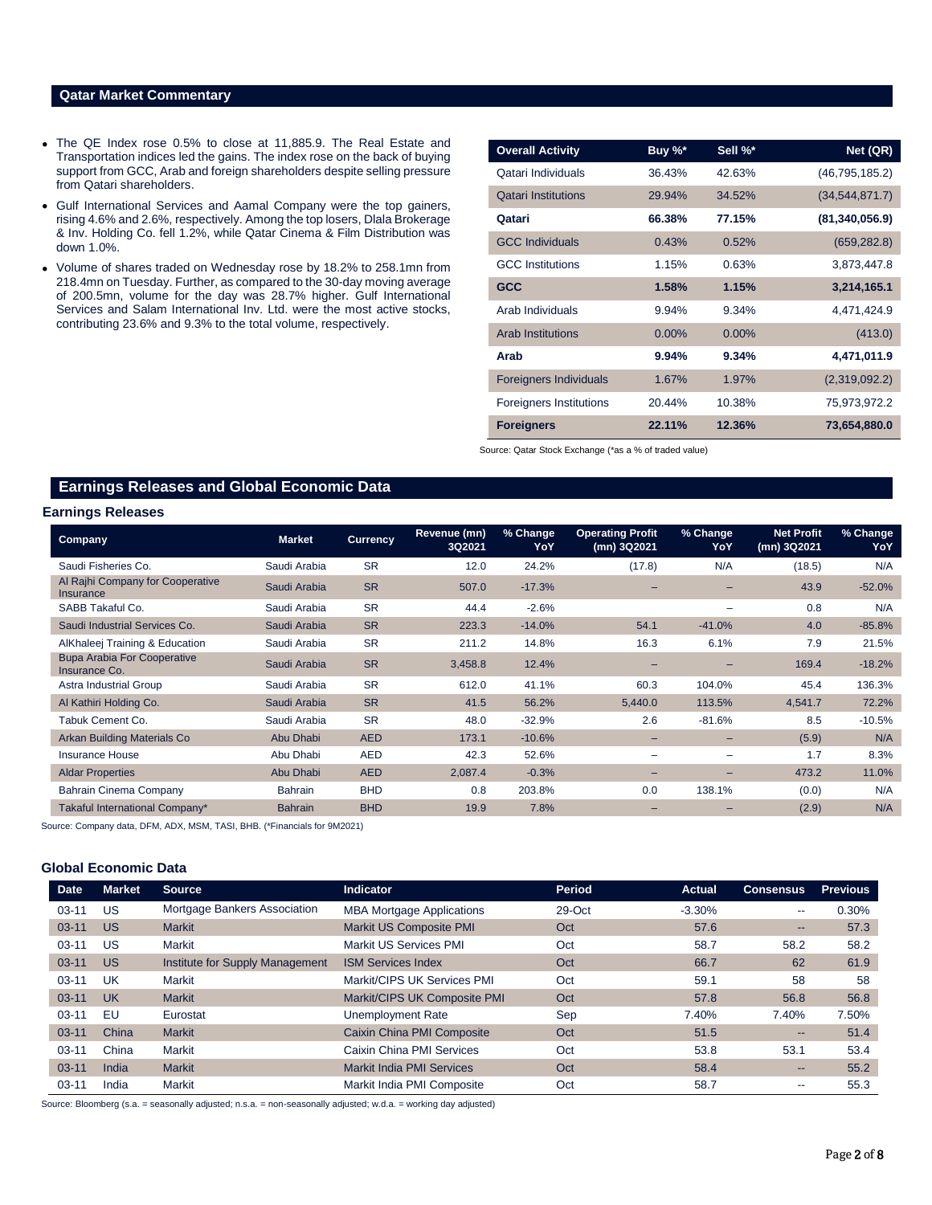## Qatar Market Commentary

- The QE Index rose 0.5% to close at 11,885.9. The Real Estate and Transportation indices led the gains. The index rose on the back of buying support from GCC, Arab and foreign shareholders despite selling pressure from Qatari shareholders.
- Gulf International Services and Aamal Company were the top gainers, rising 4.6% and 2.6%, respectively. Among the top losers, Dlala Brokerage & Inv. Holding Co. fell 1.2%, while Qatar Cinema & Film Distribution was down 1.0%.
- Volume of shares traded on Wednesday rose by 18.2% to 258.1mn from 218.4mn on Tuesday. Further, as compared to the 30-day moving average of 200.5mn, volume for the day was 28.7% higher. Gulf International Services and Salam International Inv. Ltd. were the most active stocks, contributing 23.6% and 9.3% to the total volume, respectively.

| Overall Activity | Buy %* | Sell %* | Net (QR) |
|---|---|---|---|
| Qatari Individuals | 36.43% | 42.63% | (46,795,185.2) |
| Qatari Institutions | 29.94% | 34.52% | (34,544,871.7) |
| **Qatari** | **66.38%** | **77.15%** | **(81,340,056.9)** |
| GCC Individuals | 0.43% | 0.52% | (659,282.8) |
| GCC Institutions | 1.15% | 0.63% | 3,873,447.8 |
| **GCC** | **1.58%** | **1.15%** | **3,214,165.1** |
| Arab Individuals | 9.94% | 9.34% | 4,471,424.9 |
| Arab Institutions | 0.00% | 0.00% | (413.0) |
| **Arab** | **9.94%** | **9.34%** | **4,471,011.9** |
| Foreigners Individuals | 1.67% | 1.97% | (2,319,092.2) |
| Foreigners Institutions | 20.44% | 10.38% | 75,973,972.2 |
| **Foreigners** | **22.11%** | **12.36%** | **73,654,880.0** |

Source: Qatar Stock Exchange (*as a % of traded value)

## Earnings Releases and Global Economic Data

### Earnings Releases

| Company | Market | Currency | Revenue (mn) 3Q2021 | % Change YoY | Operating Profit (mn) 3Q2021 | % Change YoY | Net Profit (mn) 3Q2021 | % Change YoY |
|---|---|---|---|---|---|---|---|---|
| Saudi Fisheries Co. | Saudi Arabia | SR | 12.0 | 24.2% | (17.8) | N/A | (18.5) | N/A |
| Al Rajhi Company for Cooperative Insurance | Saudi Arabia | SR | 507.0 | -17.3% | – | – | 43.9 | -52.0% |
| SABB Takaful Co. | Saudi Arabia | SR | 44.4 | -2.6% | | – | 0.8 | N/A |
| Saudi Industrial Services Co. | Saudi Arabia | SR | 223.3 | -14.0% | 54.1 | -41.0% | 4.0 | -85.8% |
| AlKhaleej Training & Education | Saudi Arabia | SR | 211.2 | 14.8% | 16.3 | 6.1% | 7.9 | 21.5% |
| Bupa Arabia For Cooperative Insurance Co. | Saudi Arabia | SR | 3,458.8 | 12.4% | – | – | 169.4 | -18.2% |
| Astra Industrial Group | Saudi Arabia | SR | 612.0 | 41.1% | 60.3 | 104.0% | 45.4 | 136.3% |
| Al Kathiri Holding Co. | Saudi Arabia | SR | 41.5 | 56.2% | 5,440.0 | 113.5% | 4,541.7 | 72.2% |
| Tabuk Cement Co. | Saudi Arabia | SR | 48.0 | -32.9% | 2.6 | -81.6% | 8.5 | -10.5% |
| Arkan Building Materials Co | Abu Dhabi | AED | 173.1 | -10.6% | – | – | (5.9) | N/A |
| Insurance House | Abu Dhabi | AED | 42.3 | 52.6% | – | – | 1.7 | 8.3% |
| Aldar Properties | Abu Dhabi | AED | 2,087.4 | -0.3% | – | – | 473.2 | 11.0% |
| Bahrain Cinema Company | Bahrain | BHD | 0.8 | 203.8% | 0.0 | 138.1% | (0.0) | N/A |
| Takaful International Company* | Bahrain | BHD | 19.9 | 7.8% | – | – | (2.9) | N/A |

Source: Company data, DFM, ADX, MSM, TASI, BHB. (*Financials for 9M2021)

### Global Economic Data

| Date | Market | Source | Indicator | Period | Actual | Consensus | Previous |
|---|---|---|---|---|---|---|---|
| 03-11 | US | Mortgage Bankers Association | MBA Mortgage Applications | 29-Oct | -3.30% | -- | 0.30% |
| 03-11 | US | Markit | Markit US Composite PMI | Oct | 57.6 | -- | 57.3 |
| 03-11 | US | Markit | Markit US Services PMI | Oct | 58.7 | 58.2 | 58.2 |
| 03-11 | US | Institute for Supply Management | ISM Services Index | Oct | 66.7 | 62 | 61.9 |
| 03-11 | UK | Markit | Markit/CIPS UK Services PMI | Oct | 59.1 | 58 | 58 |
| 03-11 | UK | Markit | Markit/CIPS UK Composite PMI | Oct | 57.8 | 56.8 | 56.8 |
| 03-11 | EU | Eurostat | Unemployment Rate | Sep | 7.40% | 7.40% | 7.50% |
| 03-11 | China | Markit | Caixin China PMI Composite | Oct | 51.5 | -- | 51.4 |
| 03-11 | China | Markit | Caixin China PMI Services | Oct | 53.8 | 53.1 | 53.4 |
| 03-11 | India | Markit | Markit India PMI Services | Oct | 58.4 | -- | 55.2 |
| 03-11 | India | Markit | Markit India PMI Composite | Oct | 58.7 | -- | 55.3 |

Source: Bloomberg (s.a. = seasonally adjusted; n.s.a. = non-seasonally adjusted; w.d.a. = working day adjusted)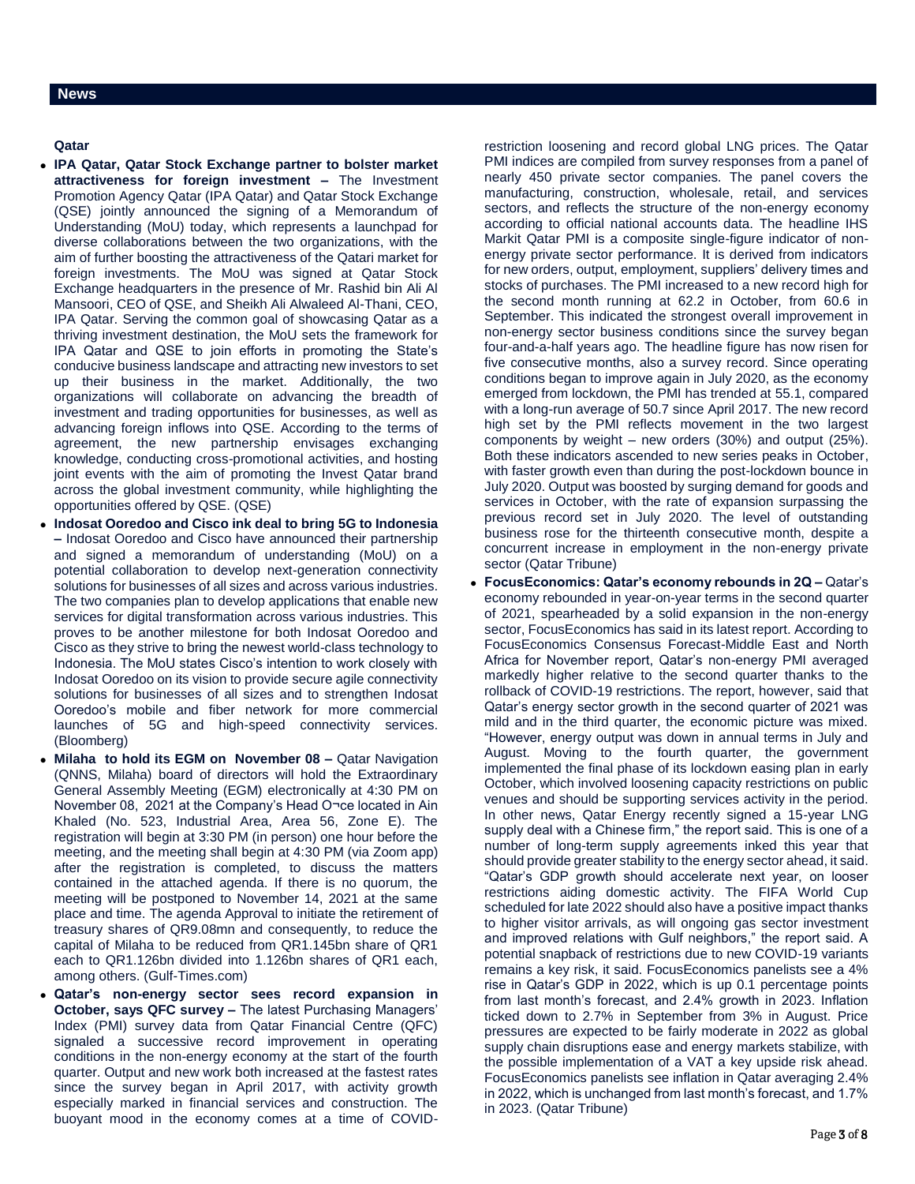## News

### Qatar

- **IPA Qatar, Qatar Stock Exchange partner to bolster market attractiveness for foreign investment –** The Investment Promotion Agency Qatar (IPA Qatar) and Qatar Stock Exchange (QSE) jointly announced the signing of a Memorandum of Understanding (MoU) today, which represents a launchpad for diverse collaborations between the two organizations, with the aim of further boosting the attractiveness of the Qatari market for foreign investments. The MoU was signed at Qatar Stock Exchange headquarters in the presence of Mr. Rashid bin Ali Al Mansoori, CEO of QSE, and Sheikh Ali Alwaleed Al-Thani, CEO, IPA Qatar. Serving the common goal of showcasing Qatar as a thriving investment destination, the MoU sets the framework for IPA Qatar and QSE to join efforts in promoting the State's conducive business landscape and attracting new investors to set up their business in the market. Additionally, the two organizations will collaborate on advancing the breadth of investment and trading opportunities for businesses, as well as advancing foreign inflows into QSE. According to the terms of agreement, the new partnership envisages exchanging knowledge, conducting cross-promotional activities, and hosting joint events with the aim of promoting the Invest Qatar brand across the global investment community, while highlighting the opportunities offered by QSE. (QSE)
- **Indosat Ooredoo and Cisco ink deal to bring 5G to Indonesia –** Indosat Ooredoo and Cisco have announced their partnership and signed a memorandum of understanding (MoU) on a potential collaboration to develop next-generation connectivity solutions for businesses of all sizes and across various industries. The two companies plan to develop applications that enable new services for digital transformation across various industries. This proves to be another milestone for both Indosat Ooredoo and Cisco as they strive to bring the newest world-class technology to Indonesia. The MoU states Cisco's intention to work closely with Indosat Ooredoo on its vision to provide secure agile connectivity solutions for businesses of all sizes and to strengthen Indosat Ooredoo's mobile and fiber network for more commercial launches of 5G and high-speed connectivity services. (Bloomberg)
- **Milaha to hold its EGM on November 08 –** Qatar Navigation (QNNS, Milaha) board of directors will hold the Extraordinary General Assembly Meeting (EGM) electronically at 4:30 PM on November 08, 2021 at the Company's Head O¬ce located in Ain Khaled (No. 523, Industrial Area, Area 56, Zone E). The registration will begin at 3:30 PM (in person) one hour before the meeting, and the meeting shall begin at 4:30 PM (via Zoom app) after the registration is completed, to discuss the matters contained in the attached agenda. If there is no quorum, the meeting will be postponed to November 14, 2021 at the same place and time. The agenda Approval to initiate the retirement of treasury shares of QR9.08mn and consequently, to reduce the capital of Milaha to be reduced from QR1.145bn share of QR1 each to QR1.126bn divided into 1.126bn shares of QR1 each, among others. (Gulf-Times.com)
- **Qatar's non-energy sector sees record expansion in October, says QFC survey –** The latest Purchasing Managers' Index (PMI) survey data from Qatar Financial Centre (QFC) signaled a successive record improvement in operating conditions in the non-energy economy at the start of the fourth quarter. Output and new work both increased at the fastest rates since the survey began in April 2017, with activity growth especially marked in financial services and construction. The buoyant mood in the economy comes at a time of COVID-restriction loosening and record global LNG prices. The Qatar PMI indices are compiled from survey responses from a panel of nearly 450 private sector companies. The panel covers the manufacturing, construction, wholesale, retail, and services sectors, and reflects the structure of the non-energy economy according to official national accounts data. The headline IHS Markit Qatar PMI is a composite single-figure indicator of non-energy private sector performance. It is derived from indicators for new orders, output, employment, suppliers' delivery times and stocks of purchases. The PMI increased to a new record high for the second month running at 62.2 in October, from 60.6 in September. This indicated the strongest overall improvement in non-energy sector business conditions since the survey began four-and-a-half years ago. The headline figure has now risen for five consecutive months, also a survey record. Since operating conditions began to improve again in July 2020, as the economy emerged from lockdown, the PMI has trended at 55.1, compared with a long-run average of 50.7 since April 2017. The new record high set by the PMI reflects movement in the two largest components by weight – new orders (30%) and output (25%). Both these indicators ascended to new series peaks in October, with faster growth even than during the post-lockdown bounce in July 2020. Output was boosted by surging demand for goods and services in October, with the rate of expansion surpassing the previous record set in July 2020. The level of outstanding business rose for the thirteenth consecutive month, despite a concurrent increase in employment in the non-energy private sector (Qatar Tribune)
- **FocusEconomics: Qatar's economy rebounds in 2Q –** Qatar's economy rebounded in year-on-year terms in the second quarter of 2021, spearheaded by a solid expansion in the non-energy sector, FocusEconomics has said in its latest report. According to FocusEconomics Consensus Forecast-Middle East and North Africa for November report, Qatar's non-energy PMI averaged markedly higher relative to the second quarter thanks to the rollback of COVID-19 restrictions. The report, however, said that Qatar's energy sector growth in the second quarter of 2021 was mild and in the third quarter, the economic picture was mixed. "However, energy output was down in annual terms in July and August. Moving to the fourth quarter, the government implemented the final phase of its lockdown easing plan in early October, which involved loosening capacity restrictions on public venues and should be supporting services activity in the period. In other news, Qatar Energy recently signed a 15-year LNG supply deal with a Chinese firm," the report said. This is one of a number of long-term supply agreements inked this year that should provide greater stability to the energy sector ahead, it said. "Qatar's GDP growth should accelerate next year, on looser restrictions aiding domestic activity. The FIFA World Cup scheduled for late 2022 should also have a positive impact thanks to higher visitor arrivals, as will ongoing gas sector investment and improved relations with Gulf neighbors," the report said. A potential snapback of restrictions due to new COVID-19 variants remains a key risk, it said. FocusEconomics panelists see a 4% rise in Qatar's GDP in 2022, which is up 0.1 percentage points from last month's forecast, and 2.4% growth in 2023. Inflation ticked down to 2.7% in September from 3% in August. Price pressures are expected to be fairly moderate in 2022 as global supply chain disruptions ease and energy markets stabilize, with the possible implementation of a VAT a key upside risk ahead. FocusEconomics panelists see inflation in Qatar averaging 2.4% in 2022, which is unchanged from last month's forecast, and 1.7% in 2023. (Qatar Tribune)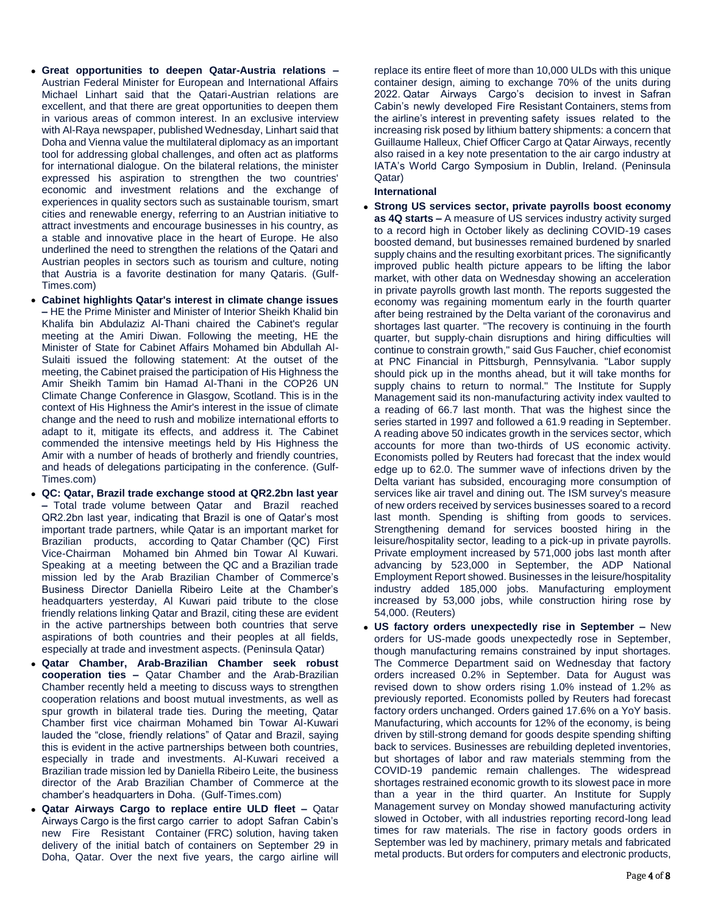- **Great opportunities to deepen Qatar-Austria relations –** Austrian Federal Minister for European and International Affairs Michael Linhart said that the Qatari-Austrian relations are excellent, and that there are great opportunities to deepen them in various areas of common interest. In an exclusive interview with Al-Raya newspaper, published Wednesday, Linhart said that Doha and Vienna value the multilateral diplomacy as an important tool for addressing global challenges, and often act as platforms for international dialogue. On the bilateral relations, the minister expressed his aspiration to strengthen the two countries' economic and investment relations and the exchange of experiences in quality sectors such as sustainable tourism, smart cities and renewable energy, referring to an Austrian initiative to attract investments and encourage businesses in his country, as a stable and innovative place in the heart of Europe. He also underlined the need to strengthen the relations of the Qatari and Austrian peoples in sectors such as tourism and culture, noting that Austria is a favorite destination for many Qataris. (Gulf-Times.com)
- **Cabinet highlights Qatar's interest in climate change issues –** HE the Prime Minister and Minister of Interior Sheikh Khalid bin Khalifa bin Abdulaziz Al-Thani chaired the Cabinet's regular meeting at the Amiri Diwan. Following the meeting, HE the Minister of State for Cabinet Affairs Mohamed bin Abdullah Al-Sulaiti issued the following statement: At the outset of the meeting, the Cabinet praised the participation of His Highness the Amir Sheikh Tamim bin Hamad Al-Thani in the COP26 UN Climate Change Conference in Glasgow, Scotland. This is in the context of His Highness the Amir's interest in the issue of climate change and the need to rush and mobilize international efforts to adapt to it, mitigate its effects, and address it. The Cabinet commended the intensive meetings held by His Highness the Amir with a number of heads of brotherly and friendly countries, and heads of delegations participating in the conference. (Gulf-Times.com)
- **QC: Qatar, Brazil trade exchange stood at QR2.2bn last year –** Total trade volume between Qatar and Brazil reached QR2.2bn last year, indicating that Brazil is one of Qatar's most important trade partners, while Qatar is an important market for Brazilian products, according to Qatar Chamber (QC) First Vice-Chairman Mohamed bin Ahmed bin Towar Al Kuwari. Speaking at a meeting between the QC and a Brazilian trade mission led by the Arab Brazilian Chamber of Commerce's Business Director Daniella Ribeiro Leite at the Chamber's headquarters yesterday, Al Kuwari paid tribute to the close friendly relations linking Qatar and Brazil, citing these are evident in the active partnerships between both countries that serve aspirations of both countries and their peoples at all fields, especially at trade and investment aspects. (Peninsula Qatar)
- **Qatar Chamber, Arab-Brazilian Chamber seek robust cooperation ties –** Qatar Chamber and the Arab-Brazilian Chamber recently held a meeting to discuss ways to strengthen cooperation relations and boost mutual investments, as well as spur growth in bilateral trade ties. During the meeting, Qatar Chamber first vice chairman Mohamed bin Towar Al-Kuwari lauded the "close, friendly relations" of Qatar and Brazil, saying this is evident in the active partnerships between both countries, especially in trade and investments. Al-Kuwari received a Brazilian trade mission led by Daniella Ribeiro Leite, the business director of the Arab Brazilian Chamber of Commerce at the chamber's headquarters in Doha. (Gulf-Times.com)
- **Qatar Airways Cargo to replace entire ULD fleet –** Qatar Airways Cargo is the first cargo carrier to adopt Safran Cabin's new Fire Resistant Container (FRC) solution, having taken delivery of the initial batch of containers on September 29 in Doha, Qatar. Over the next five years, the cargo airline will replace its entire fleet of more than 10,000 ULDs with this unique container design, aiming to exchange 70% of the units during 2022. Qatar Airways Cargo's decision to invest in Safran Cabin's newly developed Fire Resistant Containers, stems from the airline's interest in preventing safety issues related to the increasing risk posed by lithium battery shipments: a concern that Guillaume Halleux, Chief Officer Cargo at Qatar Airways, recently also raised in a key note presentation to the air cargo industry at IATA's World Cargo Symposium in Dublin, Ireland. (Peninsula Qatar)

**International**

- **Strong US services sector, private payrolls boost economy as 4Q starts –** A measure of US services industry activity surged to a record high in October likely as declining COVID-19 cases boosted demand, but businesses remained burdened by snarled supply chains and the resulting exorbitant prices. The significantly improved public health picture appears to be lifting the labor market, with other data on Wednesday showing an acceleration in private payrolls growth last month. The reports suggested the economy was regaining momentum early in the fourth quarter after being restrained by the Delta variant of the coronavirus and shortages last quarter. "The recovery is continuing in the fourth quarter, but supply-chain disruptions and hiring difficulties will continue to constrain growth," said Gus Faucher, chief economist at PNC Financial in Pittsburgh, Pennsylvania. "Labor supply should pick up in the months ahead, but it will take months for supply chains to return to normal." The Institute for Supply Management said its non-manufacturing activity index vaulted to a reading of 66.7 last month. That was the highest since the series started in 1997 and followed a 61.9 reading in September. A reading above 50 indicates growth in the services sector, which accounts for more than two-thirds of US economic activity. Economists polled by Reuters had forecast that the index would edge up to 62.0. The summer wave of infections driven by the Delta variant has subsided, encouraging more consumption of services like air travel and dining out. The ISM survey's measure of new orders received by services businesses soared to a record last month. Spending is shifting from goods to services. Strengthening demand for services boosted hiring in the leisure/hospitality sector, leading to a pick-up in private payrolls. Private employment increased by 571,000 jobs last month after advancing by 523,000 in September, the ADP National Employment Report showed. Businesses in the leisure/hospitality industry added 185,000 jobs. Manufacturing employment increased by 53,000 jobs, while construction hiring rose by 54,000. (Reuters)
- **US factory orders unexpectedly rise in September –** New orders for US-made goods unexpectedly rose in September, though manufacturing remains constrained by input shortages. The Commerce Department said on Wednesday that factory orders increased 0.2% in September. Data for August was revised down to show orders rising 1.0% instead of 1.2% as previously reported. Economists polled by Reuters had forecast factory orders unchanged. Orders gained 17.6% on a YoY basis. Manufacturing, which accounts for 12% of the economy, is being driven by still-strong demand for goods despite spending shifting back to services. Businesses are rebuilding depleted inventories, but shortages of labor and raw materials stemming from the COVID-19 pandemic remain challenges. The widespread shortages restrained economic growth to its slowest pace in more than a year in the third quarter. An Institute for Supply Management survey on Monday showed manufacturing activity slowed in October, with all industries reporting record-long lead times for raw materials. The rise in factory goods orders in September was led by machinery, primary metals and fabricated metal products. But orders for computers and electronic products,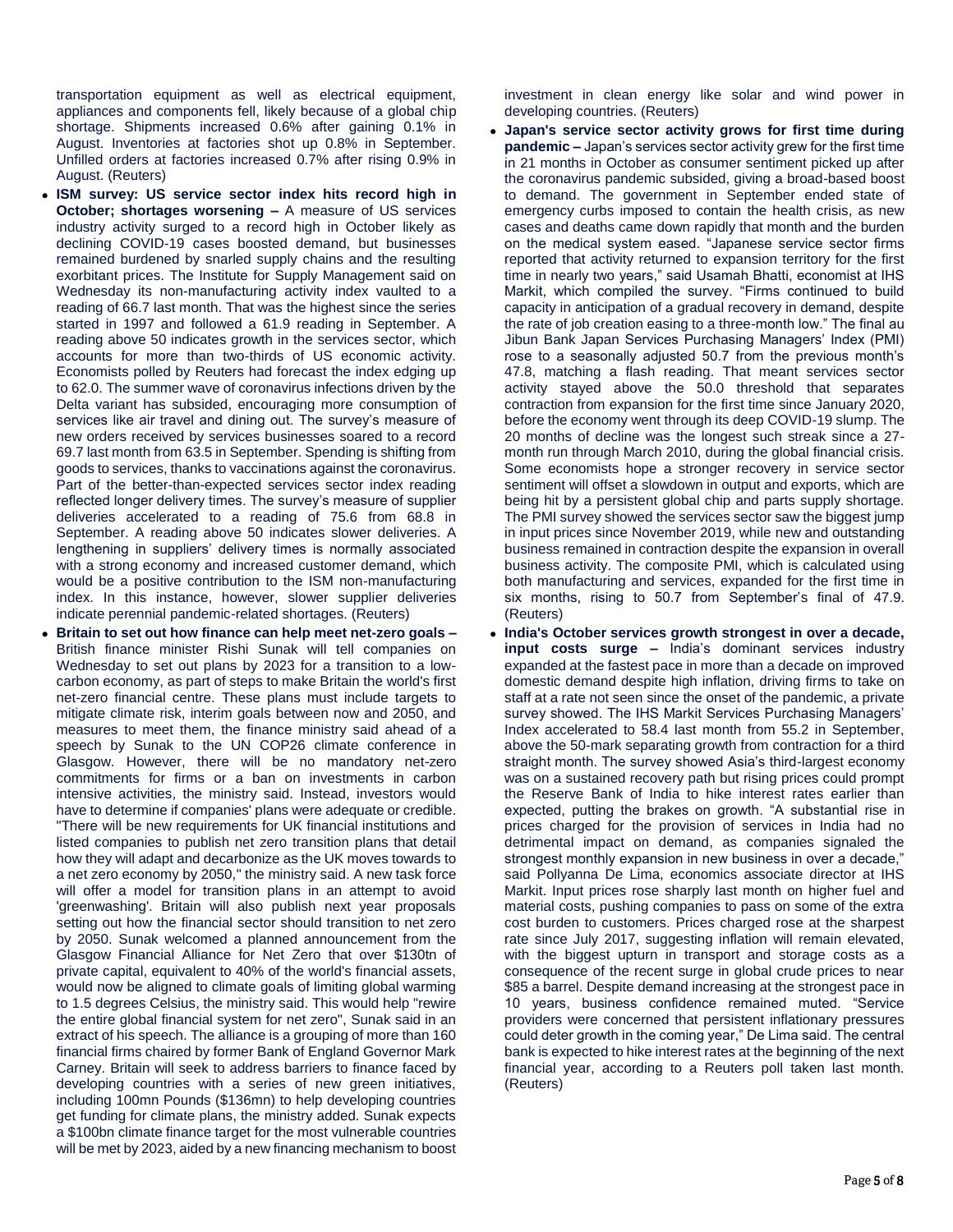transportation equipment as well as electrical equipment, appliances and components fell, likely because of a global chip shortage. Shipments increased 0.6% after gaining 0.1% in August. Inventories at factories shot up 0.8% in September. Unfilled orders at factories increased 0.7% after rising 0.9% in August. (Reuters)

- **ISM survey: US service sector index hits record high in October; shortages worsening –** A measure of US services industry activity surged to a record high in October likely as declining COVID-19 cases boosted demand, but businesses remained burdened by snarled supply chains and the resulting exorbitant prices. The Institute for Supply Management said on Wednesday its non-manufacturing activity index vaulted to a reading of 66.7 last month. That was the highest since the series started in 1997 and followed a 61.9 reading in September. A reading above 50 indicates growth in the services sector, which accounts for more than two-thirds of US economic activity. Economists polled by Reuters had forecast the index edging up to 62.0. The summer wave of coronavirus infections driven by the Delta variant has subsided, encouraging more consumption of services like air travel and dining out. The survey's measure of new orders received by services businesses soared to a record 69.7 last month from 63.5 in September. Spending is shifting from goods to services, thanks to vaccinations against the coronavirus. Part of the better-than-expected services sector index reading reflected longer delivery times. The survey's measure of supplier deliveries accelerated to a reading of 75.6 from 68.8 in September. A reading above 50 indicates slower deliveries. A lengthening in suppliers' delivery times is normally associated with a strong economy and increased customer demand, which would be a positive contribution to the ISM non-manufacturing index. In this instance, however, slower supplier deliveries indicate perennial pandemic-related shortages. (Reuters)
- **Britain to set out how finance can help meet net-zero goals –** British finance minister Rishi Sunak will tell companies on Wednesday to set out plans by 2023 for a transition to a low-carbon economy, as part of steps to make Britain the world's first net-zero financial centre. These plans must include targets to mitigate climate risk, interim goals between now and 2050, and measures to meet them, the finance ministry said ahead of a speech by Sunak to the UN COP26 climate conference in Glasgow. However, there will be no mandatory net-zero commitments for firms or a ban on investments in carbon intensive activities, the ministry said. Instead, investors would have to determine if companies' plans were adequate or credible. "There will be new requirements for UK financial institutions and listed companies to publish net zero transition plans that detail how they will adapt and decarbonize as the UK moves towards to a net zero economy by 2050," the ministry said. A new task force will offer a model for transition plans in an attempt to avoid 'greenwashing'. Britain will also publish next year proposals setting out how the financial sector should transition to net zero by 2050. Sunak welcomed a planned announcement from the Glasgow Financial Alliance for Net Zero that over $130tn of private capital, equivalent to 40% of the world's financial assets, would now be aligned to climate goals of limiting global warming to 1.5 degrees Celsius, the ministry said. This would help "rewire the entire global financial system for net zero", Sunak said in an extract of his speech. The alliance is a grouping of more than 160 financial firms chaired by former Bank of England Governor Mark Carney. Britain will seek to address barriers to finance faced by developing countries with a series of new green initiatives, including 100mn Pounds ($136mn) to help developing countries get funding for climate plans, the ministry added. Sunak expects a $100bn climate finance target for the most vulnerable countries will be met by 2023, aided by a new financing mechanism to boost investment in clean energy like solar and wind power in developing countries. (Reuters)
- **Japan's service sector activity grows for first time during pandemic –** Japan's services sector activity grew for the first time in 21 months in October as consumer sentiment picked up after the coronavirus pandemic subsided, giving a broad-based boost to demand. The government in September ended state of emergency curbs imposed to contain the health crisis, as new cases and deaths came down rapidly that month and the burden on the medical system eased. "Japanese service sector firms reported that activity returned to expansion territory for the first time in nearly two years," said Usamah Bhatti, economist at IHS Markit, which compiled the survey. "Firms continued to build capacity in anticipation of a gradual recovery in demand, despite the rate of job creation easing to a three-month low." The final au Jibun Bank Japan Services Purchasing Managers' Index (PMI) rose to a seasonally adjusted 50.7 from the previous month's 47.8, matching a flash reading. That meant services sector activity stayed above the 50.0 threshold that separates contraction from expansion for the first time since January 2020, before the economy went through its deep COVID-19 slump. The 20 months of decline was the longest such streak since a 27-month run through March 2010, during the global financial crisis. Some economists hope a stronger recovery in service sector sentiment will offset a slowdown in output and exports, which are being hit by a persistent global chip and parts supply shortage. The PMI survey showed the services sector saw the biggest jump in input prices since November 2019, while new and outstanding business remained in contraction despite the expansion in overall business activity. The composite PMI, which is calculated using both manufacturing and services, expanded for the first time in six months, rising to 50.7 from September's final of 47.9. (Reuters)
- **India's October services growth strongest in over a decade, input costs surge –** India's dominant services industry expanded at the fastest pace in more than a decade on improved domestic demand despite high inflation, driving firms to take on staff at a rate not seen since the onset of the pandemic, a private survey showed. The IHS Markit Services Purchasing Managers' Index accelerated to 58.4 last month from 55.2 in September, above the 50-mark separating growth from contraction for a third straight month. The survey showed Asia's third-largest economy was on a sustained recovery path but rising prices could prompt the Reserve Bank of India to hike interest rates earlier than expected, putting the brakes on growth. "A substantial rise in prices charged for the provision of services in India had no detrimental impact on demand, as companies signaled the strongest monthly expansion in new business in over a decade," said Pollyanna De Lima, economics associate director at IHS Markit. Input prices rose sharply last month on higher fuel and material costs, pushing companies to pass on some of the extra cost burden to customers. Prices charged rose at the sharpest rate since July 2017, suggesting inflation will remain elevated, with the biggest upturn in transport and storage costs as a consequence of the recent surge in global crude prices to near $85 a barrel. Despite demand increasing at the strongest pace in 10 years, business confidence remained muted. "Service providers were concerned that persistent inflationary pressures could deter growth in the coming year," De Lima said. The central bank is expected to hike interest rates at the beginning of the next financial year, according to a Reuters poll taken last month. (Reuters)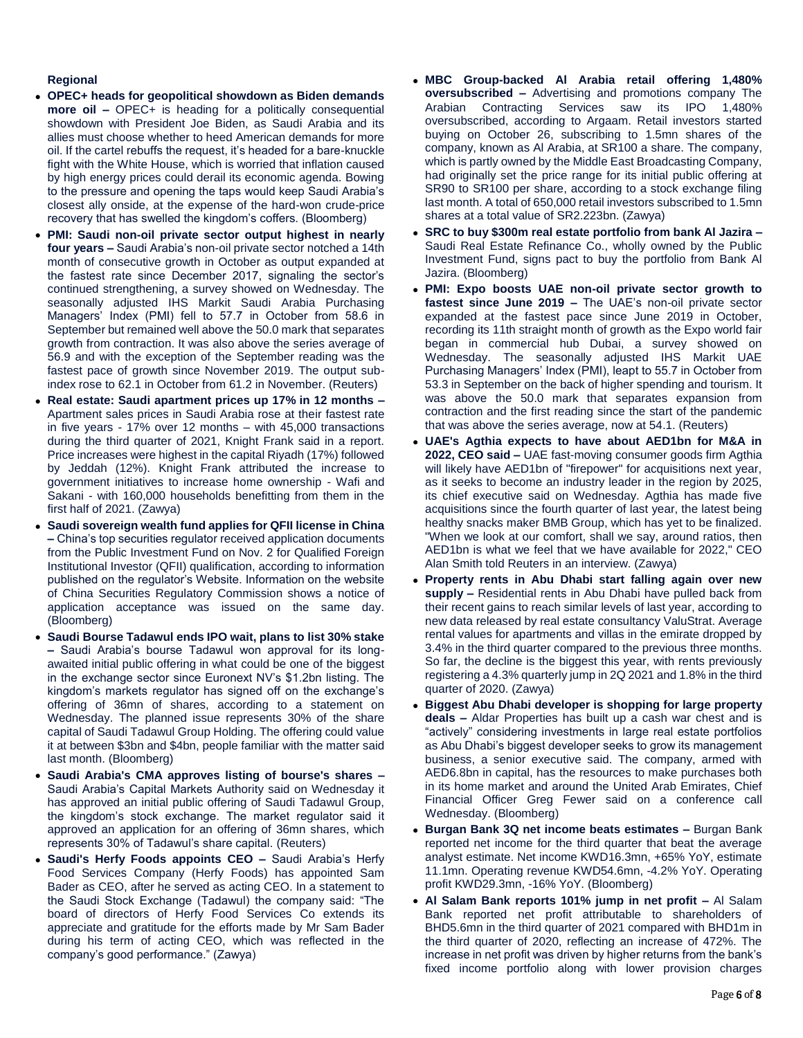**Regional**

- **OPEC+ heads for geopolitical showdown as Biden demands more oil –** OPEC+ is heading for a politically consequential showdown with President Joe Biden, as Saudi Arabia and its allies must choose whether to heed American demands for more oil. If the cartel rebuffs the request, it's headed for a bare-knuckle fight with the White House, which is worried that inflation caused by high energy prices could derail its economic agenda. Bowing to the pressure and opening the taps would keep Saudi Arabia's closest ally onside, at the expense of the hard-won crude-price recovery that has swelled the kingdom's coffers. (Bloomberg)
- **PMI: Saudi non-oil private sector output highest in nearly four years –** Saudi Arabia's non-oil private sector notched a 14th month of consecutive growth in October as output expanded at the fastest rate since December 2017, signaling the sector's continued strengthening, a survey showed on Wednesday. The seasonally adjusted IHS Markit Saudi Arabia Purchasing Managers' Index (PMI) fell to 57.7 in October from 58.6 in September but remained well above the 50.0 mark that separates growth from contraction. It was also above the series average of 56.9 and with the exception of the September reading was the fastest pace of growth since November 2019. The output sub-index rose to 62.1 in October from 61.2 in November. (Reuters)
- **Real estate: Saudi apartment prices up 17% in 12 months –** Apartment sales prices in Saudi Arabia rose at their fastest rate in five years - 17% over 12 months – with 45,000 transactions during the third quarter of 2021, Knight Frank said in a report. Price increases were highest in the capital Riyadh (17%) followed by Jeddah (12%). Knight Frank attributed the increase to government initiatives to increase home ownership - Wafi and Sakani - with 160,000 households benefitting from them in the first half of 2021. (Zawya)
- **Saudi sovereign wealth fund applies for QFII license in China –** China's top securities regulator received application documents from the Public Investment Fund on Nov. 2 for Qualified Foreign Institutional Investor (QFII) qualification, according to information published on the regulator's Website. Information on the website of China Securities Regulatory Commission shows a notice of application acceptance was issued on the same day. (Bloomberg)
- **Saudi Bourse Tadawul ends IPO wait, plans to list 30% stake –** Saudi Arabia's bourse Tadawul won approval for its long-awaited initial public offering in what could be one of the biggest in the exchange sector since Euronext NV's $1.2bn listing. The kingdom's markets regulator has signed off on the exchange's offering of 36mn of shares, according to a statement on Wednesday. The planned issue represents 30% of the share capital of Saudi Tadawul Group Holding. The offering could value it at between $3bn and $4bn, people familiar with the matter said last month. (Bloomberg)
- **Saudi Arabia's CMA approves listing of bourse's shares –** Saudi Arabia's Capital Markets Authority said on Wednesday it has approved an initial public offering of Saudi Tadawul Group, the kingdom's stock exchange. The market regulator said it approved an application for an offering of 36mn shares, which represents 30% of Tadawul's share capital. (Reuters)
- **Saudi's Herfy Foods appoints CEO –** Saudi Arabia's Herfy Food Services Company (Herfy Foods) has appointed Sam Bader as CEO, after he served as acting CEO. In a statement to the Saudi Stock Exchange (Tadawul) the company said: "The board of directors of Herfy Food Services Co extends its appreciate and gratitude for the efforts made by Mr Sam Bader during his term of acting CEO, which was reflected in the company's good performance." (Zawya)
- **MBC Group-backed Al Arabia retail offering 1,480% oversubscribed –** Advertising and promotions company The Arabian Contracting Services saw its IPO 1,480% oversubscribed, according to Argaam. Retail investors started buying on October 26, subscribing to 1.5mn shares of the company, known as Al Arabia, at SR100 a share. The company, which is partly owned by the Middle East Broadcasting Company, had originally set the price range for its initial public offering at SR90 to SR100 per share, according to a stock exchange filing last month. A total of 650,000 retail investors subscribed to 1.5mn shares at a total value of SR2.223bn. (Zawya)
- **SRC to buy $300m real estate portfolio from bank Al Jazira –** Saudi Real Estate Refinance Co., wholly owned by the Public Investment Fund, signs pact to buy the portfolio from Bank Al Jazira. (Bloomberg)
- **PMI: Expo boosts UAE non-oil private sector growth to fastest since June 2019 –** The UAE's non-oil private sector expanded at the fastest pace since June 2019 in October, recording its 11th straight month of growth as the Expo world fair began in commercial hub Dubai, a survey showed on Wednesday. The seasonally adjusted IHS Markit UAE Purchasing Managers' Index (PMI), leapt to 55.7 in October from 53.3 in September on the back of higher spending and tourism. It was above the 50.0 mark that separates expansion from contraction and the first reading since the start of the pandemic that was above the series average, now at 54.1. (Reuters)
- **UAE's Agthia expects to have about AED1bn for M&A in 2022, CEO said –** UAE fast-moving consumer goods firm Agthia will likely have AED1bn of "firepower" for acquisitions next year, as it seeks to become an industry leader in the region by 2025, its chief executive said on Wednesday. Agthia has made five acquisitions since the fourth quarter of last year, the latest being healthy snacks maker BMB Group, which has yet to be finalized. "When we look at our comfort, shall we say, around ratios, then AED1bn is what we feel that we have available for 2022," CEO Alan Smith told Reuters in an interview. (Zawya)
- **Property rents in Abu Dhabi start falling again over new supply –** Residential rents in Abu Dhabi have pulled back from their recent gains to reach similar levels of last year, according to new data released by real estate consultancy ValuStrat. Average rental values for apartments and villas in the emirate dropped by 3.4% in the third quarter compared to the previous three months. So far, the decline is the biggest this year, with rents previously registering a 4.3% quarterly jump in 2Q 2021 and 1.8% in the third quarter of 2020. (Zawya)
- **Biggest Abu Dhabi developer is shopping for large property deals –** Aldar Properties has built up a cash war chest and is "actively" considering investments in large real estate portfolios as Abu Dhabi's biggest developer seeks to grow its management business, a senior executive said. The company, armed with AED6.8bn in capital, has the resources to make purchases both in its home market and around the United Arab Emirates, Chief Financial Officer Greg Fewer said on a conference call Wednesday. (Bloomberg)
- **Burgan Bank 3Q net income beats estimates –** Burgan Bank reported net income for the third quarter that beat the average analyst estimate. Net income KWD16.3mn, +65% YoY, estimate 11.1mn. Operating revenue KWD54.6mn, -4.2% YoY. Operating profit KWD29.3mn, -16% YoY. (Bloomberg)
- **Al Salam Bank reports 101% jump in net profit –** Al Salam Bank reported net profit attributable to shareholders of BHD5.6mn in the third quarter of 2021 compared with BHD1m in the third quarter of 2020, reflecting an increase of 472%. The increase in net profit was driven by higher returns from the bank's fixed income portfolio along with lower provision charges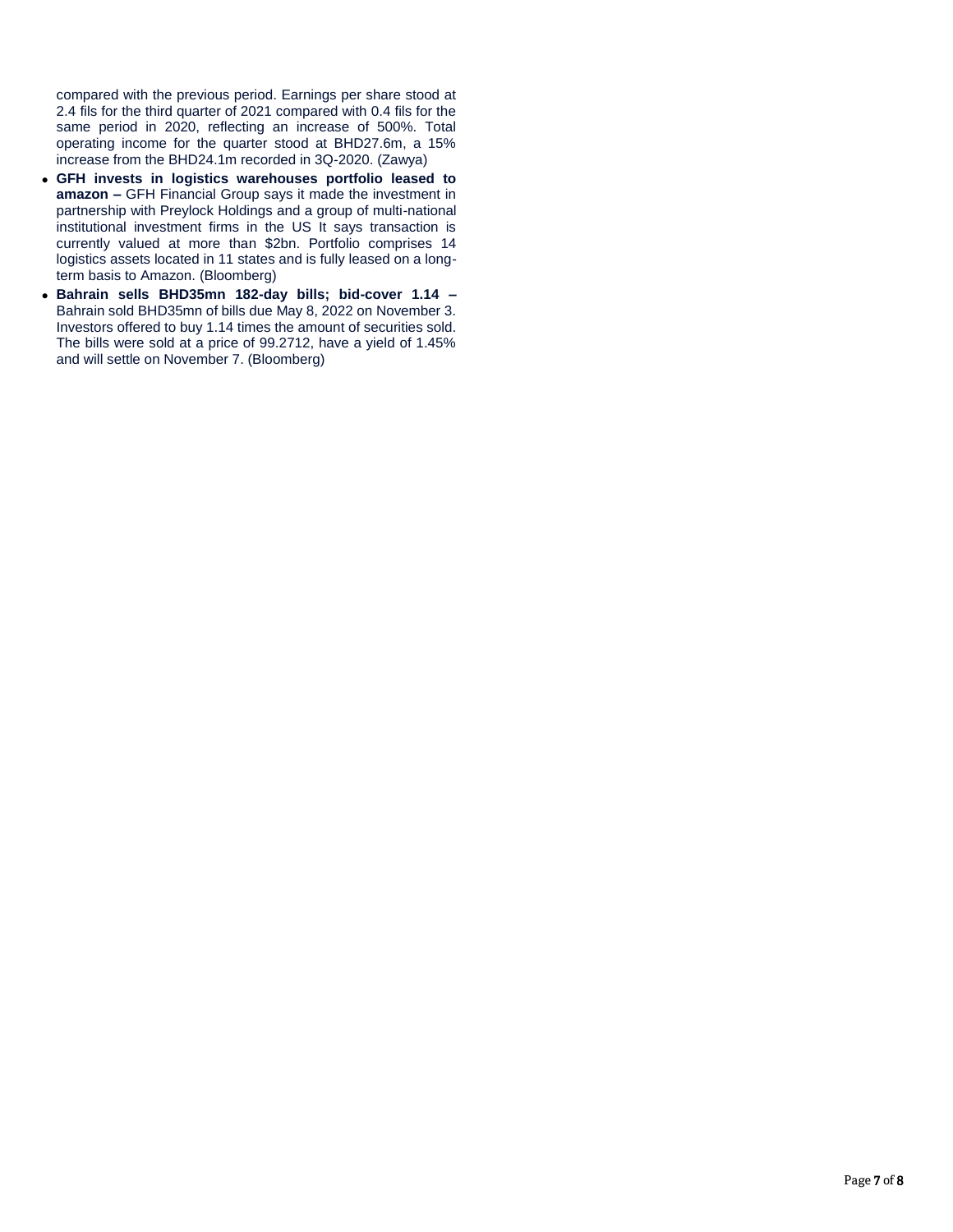compared with the previous period. Earnings per share stood at 2.4 fils for the third quarter of 2021 compared with 0.4 fils for the same period in 2020, reflecting an increase of 500%. Total operating income for the quarter stood at BHD27.6m, a 15% increase from the BHD24.1m recorded in 3Q-2020. (Zawya)

- **GFH invests in logistics warehouses portfolio leased to amazon –** GFH Financial Group says it made the investment in partnership with Preylock Holdings and a group of multi-national institutional investment firms in the US It says transaction is currently valued at more than $2bn. Portfolio comprises 14 logistics assets located in 11 states and is fully leased on a long-term basis to Amazon. (Bloomberg)
- **Bahrain sells BHD35mn 182-day bills; bid-cover 1.14 –** Bahrain sold BHD35mn of bills due May 8, 2022 on November 3. Investors offered to buy 1.14 times the amount of securities sold. The bills were sold at a price of 99.2712, have a yield of 1.45% and will settle on November 7. (Bloomberg)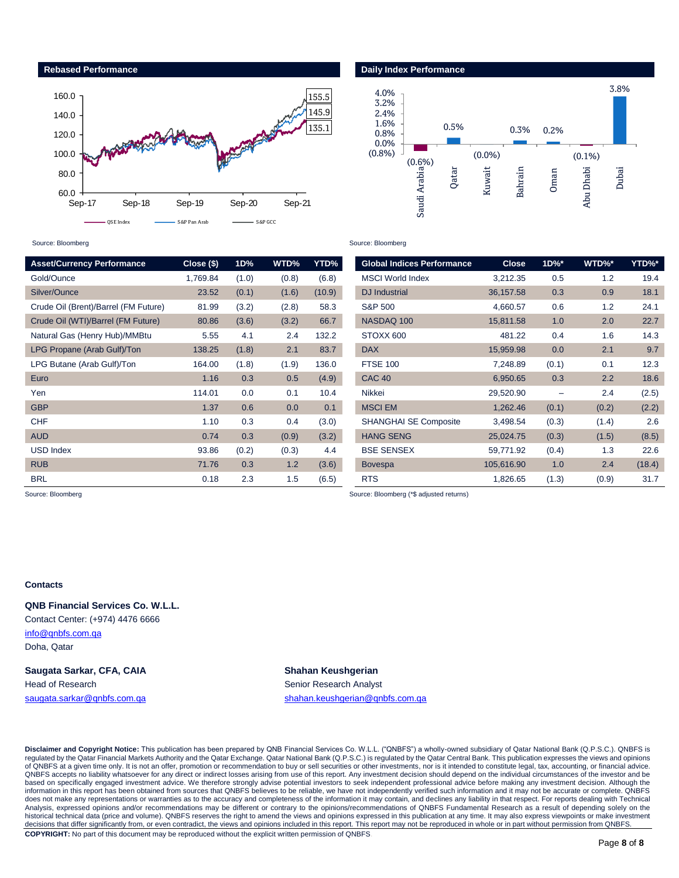**Rebased Performance**

160.0
140.0
120.0
100.0
80.0
60.0
Sep-17
Sep-18
Sep-19
Sep-20
Sep-21
155.5
145.9
135.1
QSE Index
S&P Pan Arab
S&P GCC

Source: Bloomberg

**Daily Index Performance**

4.0%
3.2%
2.4%
1.6%
0.8%
0.0%
(0.8%)
(0.6%)
0.5%
(0.0%)
0.3%
0.2%
(0.1%)
3.8%
Saudi Arabia
Qatar
Kuwait
Bahrain
Oman
Abu Dhabi
Dubai

Source: Bloomberg

| Asset/Currency Performance | Close ($) | 1D% | WTD% | YTD% |
|---|---|---|---|---|
| Gold/Ounce | 1,769.84 | (1.0) | (0.8) | (6.8) |
| Silver/Ounce | 23.52 | (0.1) | (1.6) | (10.9) |
| Crude Oil (Brent)/Barrel (FM Future) | 81.99 | (3.2) | (2.8) | 58.3 |
| Crude Oil (WTI)/Barrel (FM Future) | 80.86 | (3.6) | (3.2) | 66.7 |
| Natural Gas (Henry Hub)/MMBtu | 5.55 | 4.1 | 2.4 | 132.2 |
| LPG Propane (Arab Gulf)/Ton | 138.25 | (1.8) | 2.1 | 83.7 |
| LPG Butane (Arab Gulf)/Ton | 164.00 | (1.8) | (1.9) | 136.0 |
| Euro | 1.16 | 0.3 | 0.5 | (4.9) |
| Yen | 114.01 | 0.0 | 0.1 | 10.4 |
| GBP | 1.37 | 0.6 | 0.0 | 0.1 |
| CHF | 1.10 | 0.3 | 0.4 | (3.0) |
| AUD | 0.74 | 0.3 | (0.9) | (3.2) |
| USD Index | 93.86 | (0.2) | (0.3) | 4.4 |
| RUB | 71.76 | 0.3 | 1.2 | (3.6) |
| BRL | 0.18 | 2.3 | 1.5 | (6.5) |

Source: Bloomberg

| Global Indices Performance | Close | 1D%* | WTD%* | YTD%* |
|---|---|---|---|---|
| MSCI World Index | 3,212.35 | 0.5 | 1.2 | 19.4 |
| DJ Industrial | 36,157.58 | 0.3 | 0.9 | 18.1 |
| S&P 500 | 4,660.57 | 0.6 | 1.2 | 24.1 |
| NASDAQ 100 | 15,811.58 | 1.0 | 2.0 | 22.7 |
| STOXX 600 | 481.22 | 0.4 | 1.6 | 14.3 |
| DAX | 15,959.98 | 0.0 | 2.1 | 9.7 |
| FTSE 100 | 7,248.89 | (0.1) | 0.1 | 12.3 |
| CAC 40 | 6,950.65 | 0.3 | 2.2 | 18.6 |
| Nikkei | 29,520.90 | – | 2.4 | (2.5) |
| MSCI EM | 1,262.46 | (0.1) | (0.2) | (2.2) |
| SHANGHAI SE Composite | 3,498.54 | (0.3) | (1.4) | 2.6 |
| HANG SENG | 25,024.75 | (0.3) | (1.5) | (8.5) |
| BSE SENSEX | 59,771.92 | (0.4) | 1.3 | 22.6 |
| Bovespa | 105,616.90 | 1.0 | 2.4 | (18.4) |
| RTS | 1,826.65 | (1.3) | (0.9) | 31.7 |

Source: Bloomberg (*$ adjusted returns)

**Contacts**

**QNB Financial Services Co. W.L.L.**
Contact Center: (+974) 4476 6666
info@qnbfs.com.qa
Doha, Qatar

**Saugata Sarkar, CFA, CAIA**
Head of Research
saugata.sarkar@qnbfs.com.qa

**Shahan Keushgerian**
Senior Research Analyst
shahan.keushgerian@qnbfs.com.qa

**Disclaimer and Copyright Notice:** This publication has been prepared by QNB Financial Services Co. W.L.L. ("QNBFS") a wholly-owned subsidiary of Qatar National Bank (Q.P.S.C.). QNBFS is regulated by the Qatar Financial Markets Authority and the Qatar Exchange. Qatar National Bank (Q.P.S.C.) is regulated by the Qatar Central Bank. This publication expresses the views and opinions of QNBFS at a given time only. It is not an offer, promotion or recommendation to buy or sell securities or other investments, nor is it intended to constitute legal, tax, accounting, or financial advice. QNBFS accepts no liability whatsoever for any direct or indirect losses arising from use of this report. Any investment decision should depend on the individual circumstances of the investor and be based on specifically engaged investment advice. We therefore strongly advise potential investors to seek independent professional advice before making any investment decision. Although the information in this report has been obtained from sources that QNBFS believes to be reliable, we have not independently verified such information and it may not be accurate or complete. QNBFS does not make any representations or warranties as to the accuracy and completeness of the information it may contain, and declines any liability in that respect. For reports dealing with Technical Analysis, expressed opinions and/or recommendations may be different or contrary to the opinions/recommendations of QNBFS Fundamental Research as a result of depending solely on the historical technical data (price and volume). QNBFS reserves the right to amend the views and opinions expressed in this publication at any time. It may also express viewpoints or make investment decisions that differ significantly from, or even contradict, the views and opinions included in this report. This report may not be reproduced in whole or in part without permission from QNBFS.

**COPYRIGHT:** No part of this document may be reproduced without the explicit written permission of QNBFS.